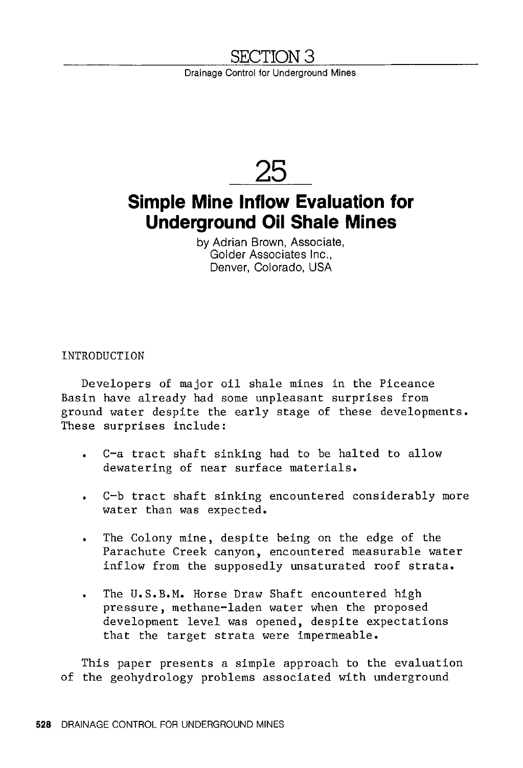# SECTION 3

Drainage Control for Underground Mines

# 25

# Simple Mine Inflow Evaluation for Underground Oil Shale Mines

by Adrian Brown, Associate, Golder Associates Inc., Denver, Colorado, USA

## INTRODUCTION

Developers of major oil shale mines in the Piceance Basin have already had some unpleasant surprises from ground water despite the early stage of these developments. These surprises include:

- C-a tract shaft sinking had to be halted to allow dewatering of near surface materials.
- C-b tract shaft sinking encountered considerably more water than was expected.
- The Colony mine, despite being on the edge of the Parachute Creek canyon, encountered measurable water inflow from the supposedly unsaturated roof strata.
- The U.S.B.M. Horse Draw Shaft encountered high pressure, methane-laden water when the proposed development level was opened, despite expectations that the target strata were impermeable.

This paper presents a simple approach to the evaluation of the geohydrology problems associated with underground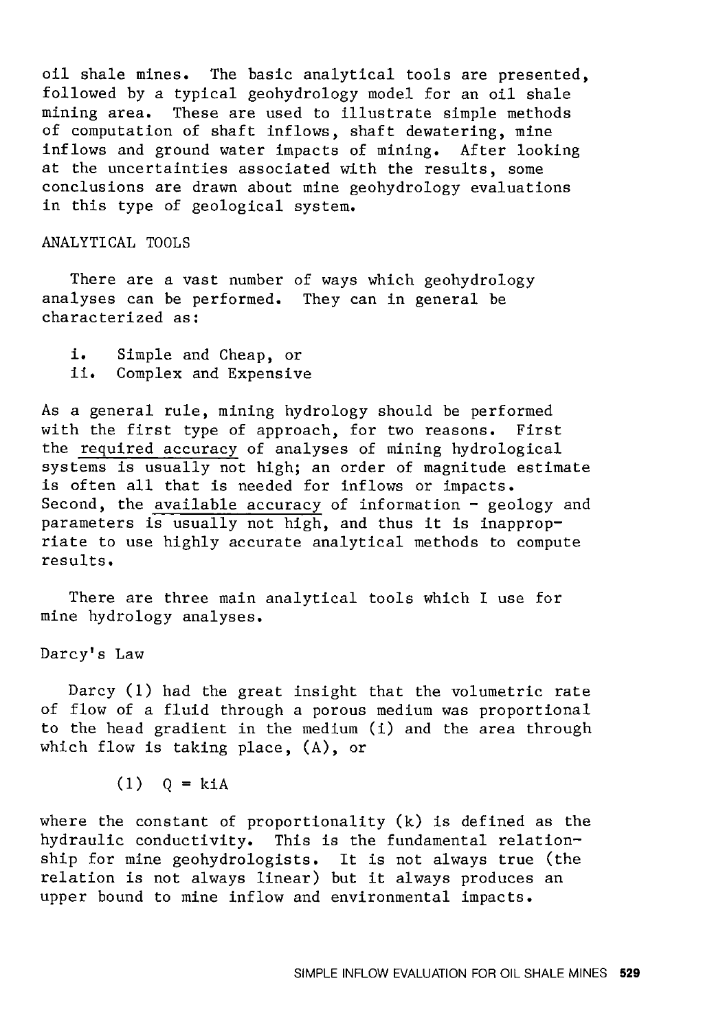oil shale mines. The basic analytical tools are presented, followed by a typical geohydrology model for an oil shale mining area. These are used to illustrate simple methods of computation of shaft inflows, shaft dewatering, mine inflows and ground water impacts of mining. After looking at the uncertainties associated with the results, some conclusions are drawn about mine geohydrology evaluations in this type of geological system.

## ANALYTICAL TOOLS

There are a vast number of ways which geohydrology analyses can be performed. They can in general be characterized as:

i. Simple and Cheap, or
ii. Complex and Expensive

As a general rule, mining hydrology should be performed with the first type of approach, for two reasons. First the <u>required accuracy</u> of analyses of mining hydrological systems is usually not high; an order of magnitude estimate is often all that is needed for inflows or impacts. Second, the <u>available accuracy</u> of information - geology and parameters is usually not high, and thus it is inappropriate to use highly accurate analytical methods to compute results.

There are three main analytical tools which I use for mine hydrology analyses.

### Darcy's Law

Darcy (1) had the great insight that the volumetric rate of flow of a fluid through a porous medium was proportional to the head gradient in the medium (i) and the area through which flow is taking place, (A), or

$$(1) \quad Q = kiA$$

where the constant of proportionality (k) is defined as the hydraulic conductivity. This is the fundamental relationship for mine geohydrologists. It is not always true (the relation is not always linear) but it always produces an upper bound to mine inflow and environmental impacts.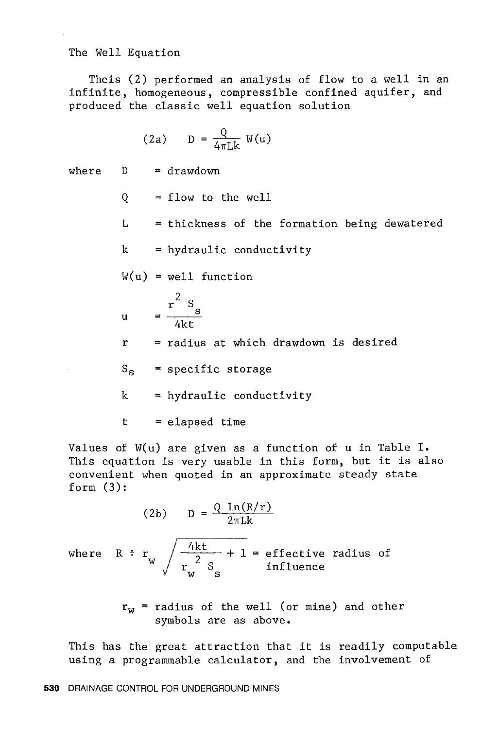## The Well Equation

Theis (2) performed an analysis of flow to a well in an infinite, homogeneous, compressible confined aquifer, and produced the classic well equation solution

$$\text{(2a)} \qquad D = \frac{Q}{4\pi Lk} W(u)$$

where
- $D$ = drawdown
- $Q$ = flow to the well
- $L$ = thickness of the formation being dewatered
- $k$ = hydraulic conductivity
- $W(u)$ = well function
- $u = \dfrac{r^2 S_s}{4kt}$
- $r$ = radius at which drawdown is desired
- $S_s$ = specific storage
- $k$ = hydraulic conductivity
- $t$ = elapsed time

Values of $W(u)$ are given as a function of $u$ in Table I. This equation is very usable in this form, but it is also convenient when quoted in an approximate steady state form (3):

$$\text{(2b)} \qquad D = \frac{Q \ln(R/r)}{2\pi Lk}$$

where $R \doteq r_w \sqrt{\dfrac{4kt}{r_w^2 S_s} + 1}$ = effective radius of influence

$r_w$ = radius of the well (or mine) and other symbols are as above.

This has the great attraction that it is readily computable using a programmable calculator, and the involvement of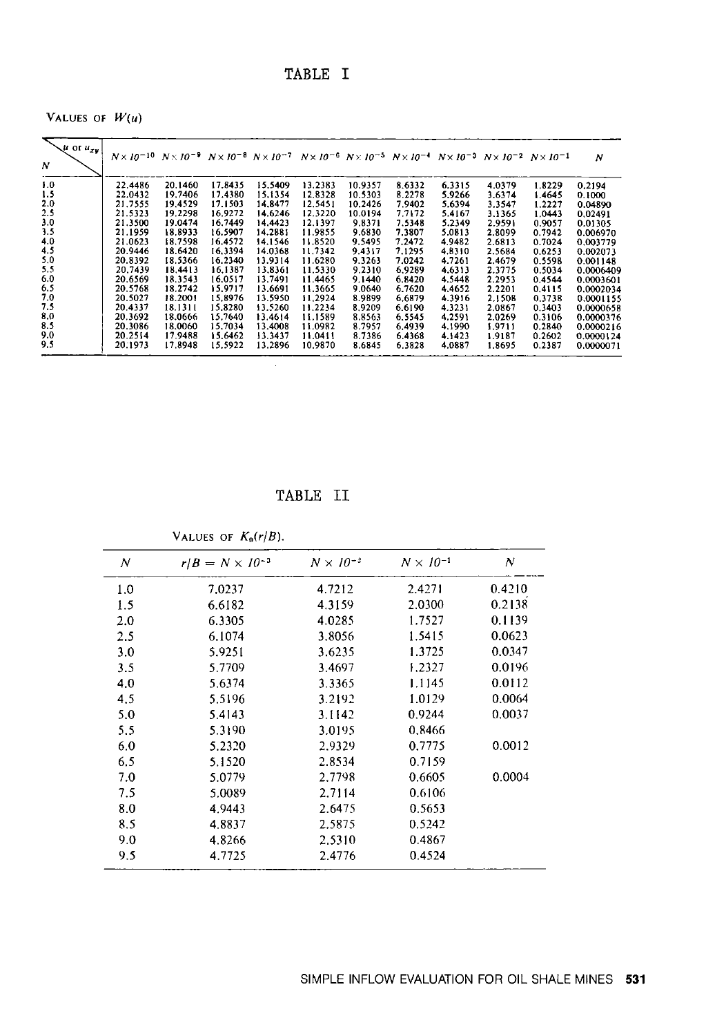# TABLE I

VALUES OF $W(u)$

| $N$ \ $u$ or $u_{xy}$ | $N \times 10^{-10}$ | $N \times 10^{-9}$ | $N \times 10^{-8}$ | $N \times 10^{-7}$ | $N \times 10^{-6}$ | $N \times 10^{-5}$ | $N \times 10^{-4}$ | $N \times 10^{-3}$ | $N \times 10^{-2}$ | $N \times 10^{-1}$ | $N$ |
|---|---|---|---|---|---|---|---|---|---|---|---|
| 1.0 | 22.4486 | 20.1460 | 17.8435 | 15.5409 | 13.2383 | 10.9357 | 8.6332 | 6.3315 | 4.0379 | 1.8229 | 0.2194 |
| 1.5 | 22.0432 | 19.7406 | 17.4380 | 15.1354 | 12.8328 | 10.5303 | 8.2278 | 5.9266 | 3.6374 | 1.4645 | 0.1000 |
| 2.0 | 21.7555 | 19.4529 | 17.1503 | 14.8477 | 12.5451 | 10.2426 | 7.9402 | 5.6394 | 3.3547 | 1.2227 | 0.04890 |
| 2.5 | 21.5323 | 19.2298 | 16.9272 | 14.6246 | 12.3220 | 10.0194 | 7.7172 | 5.4167 | 3.1365 | 1.0443 | 0.02491 |
| 3.0 | 21.3500 | 19.0474 | 16.7449 | 14.4423 | 12.1397 | 9.8371 | 7.5348 | 5.2349 | 2.9591 | 0.9057 | 0.01305 |
| 3.5 | 21.1959 | 18.8933 | 16.5907 | 14.2881 | 11.9855 | 9.6830 | 7.3807 | 5.0813 | 2.8099 | 0.7942 | 0.006970 |
| 4.0 | 21.0623 | 18.7598 | 16.4572 | 14.1546 | 11.8520 | 9.5495 | 7.2472 | 4.9482 | 2.6813 | 0.7024 | 0.003779 |
| 4.5 | 20.9446 | 18.6420 | 16.3394 | 14.0368 | 11.7342 | 9.4317 | 7.1295 | 4.8310 | 2.5684 | 0.6253 | 0.002073 |
| 5.0 | 20.8392 | 18.5366 | 16.2340 | 13.9314 | 11.6280 | 9.3263 | 7.0242 | 4.7261 | 2.4679 | 0.5598 | 0.001148 |
| 5.5 | 20.7439 | 18.4413 | 16.1387 | 13.8361 | 11.5330 | 9.2310 | 6.9289 | 4.6313 | 2.3775 | 0.5034 | 0.0006409 |
| 6.0 | 20.6569 | 18.3543 | 16.0517 | 13.7491 | 11.4465 | 9.1440 | 6.8420 | 4.5448 | 2.2953 | 0.4544 | 0.0003601 |
| 6.5 | 20.5768 | 18.2742 | 15.9717 | 13.6691 | 11.3665 | 9.0640 | 6.7620 | 4.4652 | 2.2201 | 0.4115 | 0.0002034 |
| 7.0 | 20.5027 | 18.2001 | 15.8976 | 13.5950 | 11.2924 | 8.9899 | 6.6879 | 4.3916 | 2.1508 | 0.3738 | 0.0001155 |
| 7.5 | 20.4337 | 18.1311 | 15.8280 | 13.5260 | 11.2234 | 8.9209 | 6.6190 | 4.3231 | 2.0867 | 0.3403 | 0.0000658 |
| 8.0 | 20.3692 | 18.0666 | 15.7640 | 13.4614 | 11.1589 | 8.8563 | 6.5545 | 4.2591 | 2.0269 | 0.3106 | 0.0000376 |
| 8.5 | 20.3086 | 18.0060 | 15.7034 | 13.4008 | 11.0982 | 8.7957 | 6.4939 | 4.1990 | 1.9711 | 0.2840 | 0.0000216 |
| 9.0 | 20.2514 | 17.9488 | 15.6462 | 13.3437 | 11.0411 | 8.7386 | 6.4368 | 4.1423 | 1.9187 | 0.2602 | 0.0000124 |
| 9.5 | 20.1973 | 17.8948 | 15.5922 | 13.2896 | 10.9870 | 8.6845 | 6.3828 | 4.0887 | 1.8695 | 0.2387 | 0.0000071 |

# TABLE II

VALUES OF $K_0(r/B)$.

| $N$ | $r/B = N \times 10^{-3}$ | $N \times 10^{-2}$ | $N \times 10^{-1}$ | $N$ |
|---|---|---|---|---|
| 1.0 | 7.0237 | 4.7212 | 2.4271 | 0.4210 |
| 1.5 | 6.6182 | 4.3159 | 2.0300 | 0.2138 |
| 2.0 | 6.3305 | 4.0285 | 1.7527 | 0.1139 |
| 2.5 | 6.1074 | 3.8056 | 1.5415 | 0.0623 |
| 3.0 | 5.9251 | 3.6235 | 1.3725 | 0.0347 |
| 3.5 | 5.7709 | 3.4697 | 1.2327 | 0.0196 |
| 4.0 | 5.6374 | 3.3365 | 1.1145 | 0.0112 |
| 4.5 | 5.5196 | 3.2192 | 1.0129 | 0.0064 |
| 5.0 | 5.4143 | 3.1142 | 0.9244 | 0.0037 |
| 5.5 | 5.3190 | 3.0195 | 0.8466 | |
| 6.0 | 5.2320 | 2.9329 | 0.7775 | 0.0012 |
| 6.5 | 5.1520 | 2.8534 | 0.7159 | |
| 7.0 | 5.0779 | 2.7798 | 0.6605 | 0.0004 |
| 7.5 | 5.0089 | 2.7114 | 0.6106 | |
| 8.0 | 4.9443 | 2.6475 | 0.5653 | |
| 8.5 | 4.8837 | 2.5875 | 0.5242 | |
| 9.0 | 4.8266 | 2.5310 | 0.4867 | |
| 9.5 | 4.7725 | 2.4776 | 0.4524 | |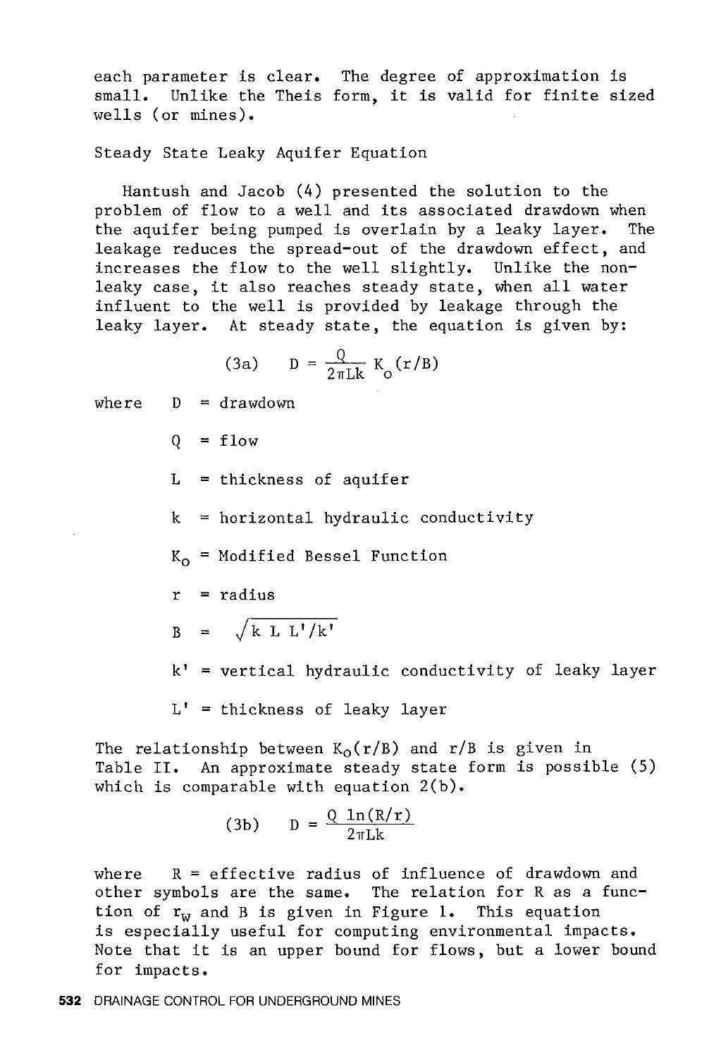each parameter is clear. The degree of approximation is small. Unlike the Theis form, it is valid for finite sized wells (or mines).

## Steady State Leaky Aquifer Equation

Hantush and Jacob (4) presented the solution to the problem of flow to a well and its associated drawdown when the aquifer being pumped is overlain by a leaky layer. The leakage reduces the spread-out of the drawdown effect, and increases the flow to the well slightly. Unlike the non-leaky case, it also reaches steady state, when all water influent to the well is provided by leakage through the leaky layer. At steady state, the equation is given by:

$$\text{(3a)} \qquad D = \frac{Q}{2\pi Lk} K_o(r/B)$$

where
- $D$ = drawdown
- $Q$ = flow
- $L$ = thickness of aquifer
- $k$ = horizontal hydraulic conductivity
- $K_o$ = Modified Bessel Function
- $r$ = radius
- $B = \sqrt{k\ L\ L'/k'}$
- $k'$ = vertical hydraulic conductivity of leaky layer
- $L'$ = thickness of leaky layer

The relationship between $K_o(r/B)$ and $r/B$ is given in Table II. An approximate steady state form is possible (5) which is comparable with equation 2(b).

$$\text{(3b)} \qquad D = \frac{Q\ \ln(R/r)}{2\pi Lk}$$

where $R$ = effective radius of influence of drawdown and other symbols are the same. The relation for $R$ as a function of $r_w$ and $B$ is given in Figure 1. This equation is especially useful for computing environmental impacts. Note that it is an upper bound for flows, but a lower bound for impacts.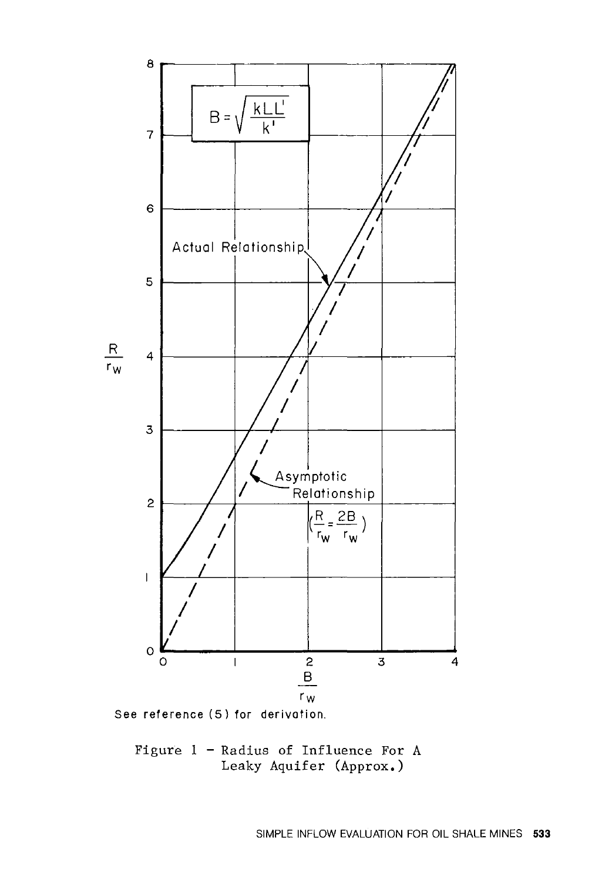$$B = \sqrt{\frac{kLL'}{k'}}$$

Actual Relationship

Asymptotic Relationship

$$\left(\frac{R}{r_w} = \frac{2B}{r_w}\right)$$

$\frac{R}{r_w}$

$\frac{B}{r_w}$

See reference (5) for derivation.

Figure 1 - Radius of Influence For A Leaky Aquifer (Approx.)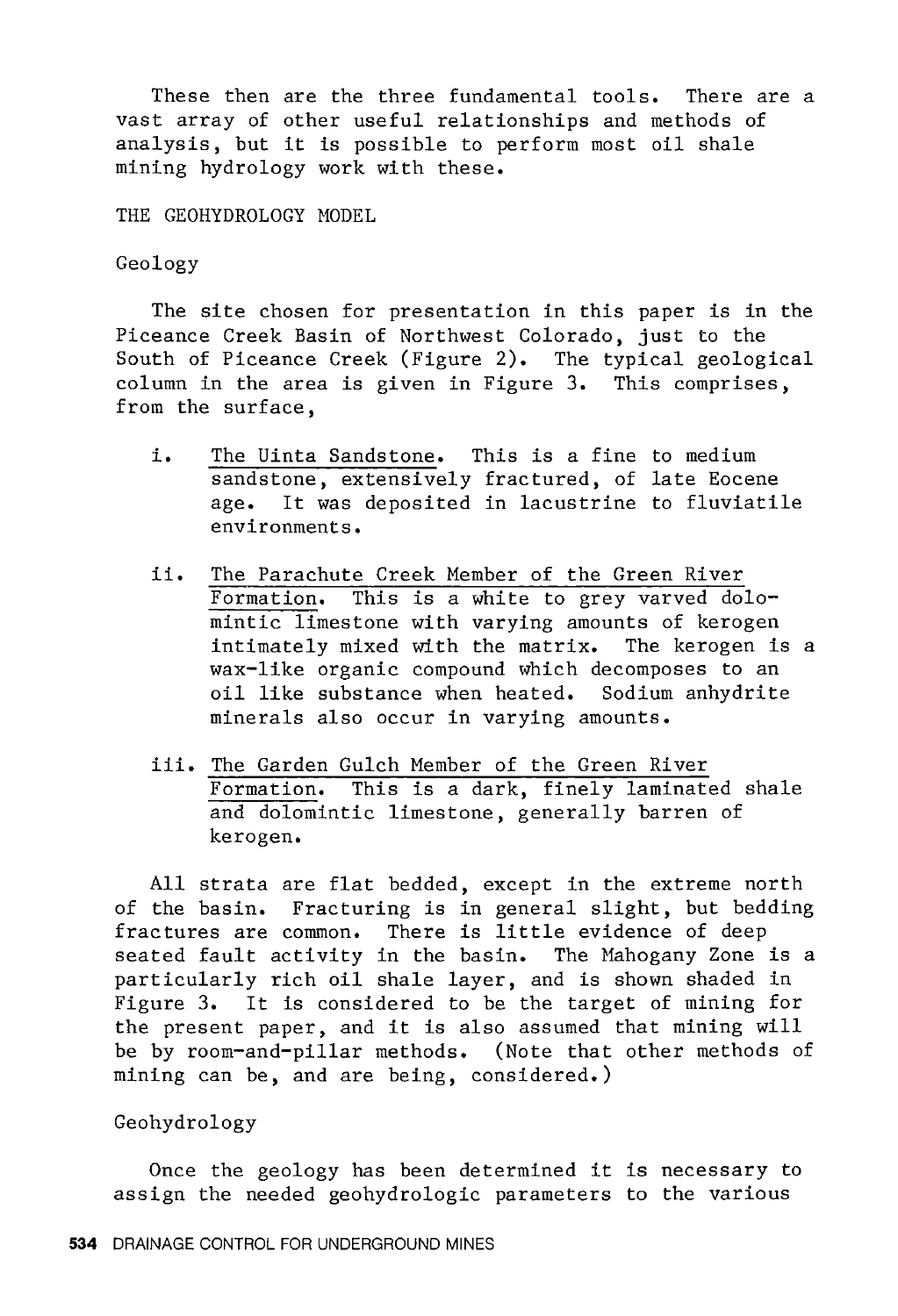These then are the three fundamental tools. There are a vast array of other useful relationships and methods of analysis, but it is possible to perform most oil shale mining hydrology work with these.

## THE GEOHYDROLOGY MODEL

### Geology

The site chosen for presentation in this paper is in the Piceance Creek Basin of Northwest Colorado, just to the South of Piceance Creek (Figure 2). The typical geological column in the area is given in Figure 3. This comprises, from the surface,

i. The Uinta Sandstone. This is a fine to medium sandstone, extensively fractured, of late Eocene age. It was deposited in lacustrine to fluviatile environments.

ii. The Parachute Creek Member of the Green River Formation. This is a white to grey varved dolomintic limestone with varying amounts of kerogen intimately mixed with the matrix. The kerogen is a wax-like organic compound which decomposes to an oil like substance when heated. Sodium anhydrite minerals also occur in varying amounts.

iii. The Garden Gulch Member of the Green River Formation. This is a dark, finely laminated shale and dolomintic limestone, generally barren of kerogen.

All strata are flat bedded, except in the extreme north of the basin. Fracturing is in general slight, but bedding fractures are common. There is little evidence of deep seated fault activity in the basin. The Mahogany Zone is a particularly rich oil shale layer, and is shown shaded in Figure 3. It is considered to be the target of mining for the present paper, and it is also assumed that mining will be by room-and-pillar methods. (Note that other methods of mining can be, and are being, considered.)

### Geohydrology

Once the geology has been determined it is necessary to assign the needed geohydrologic parameters to the various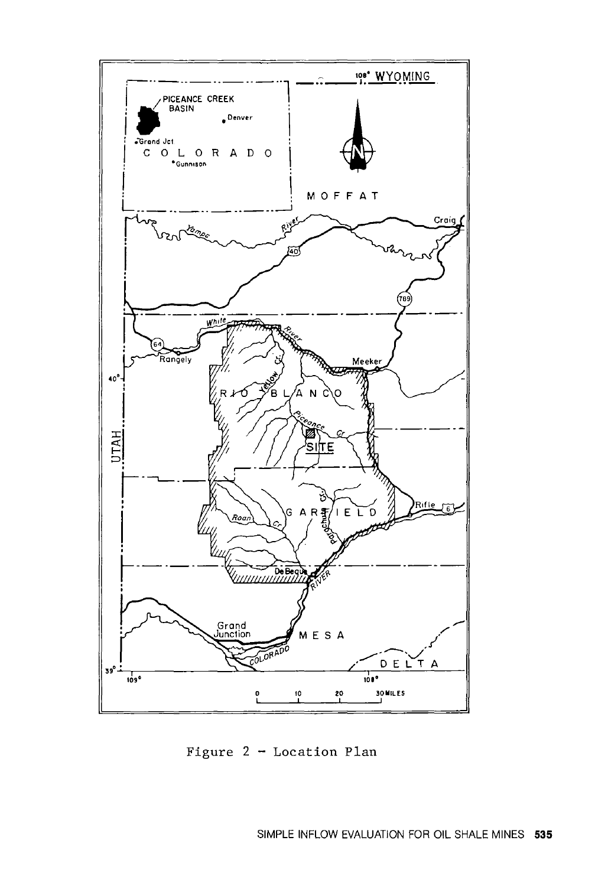Figure 2 - Location Plan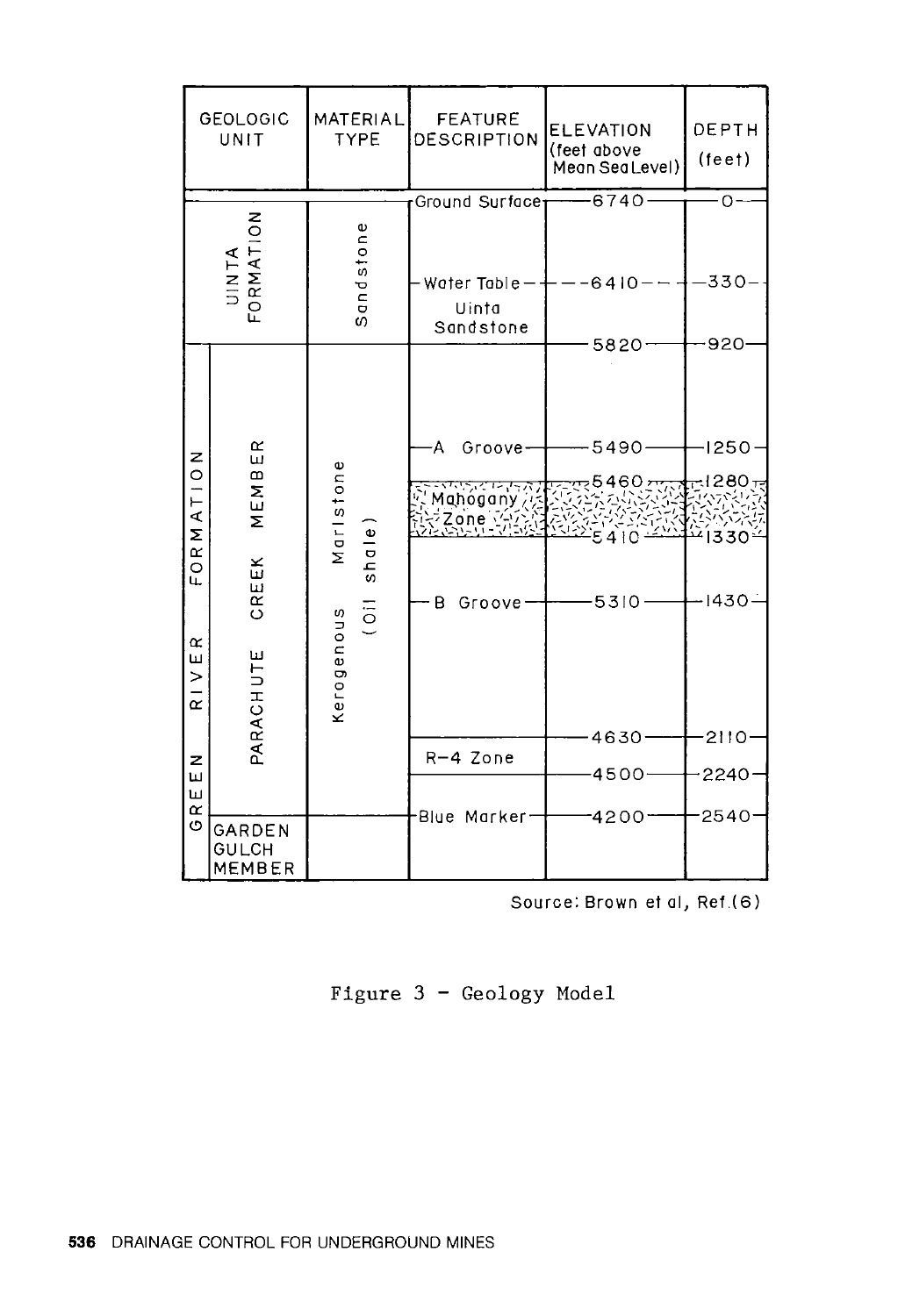| GEOLOGIC UNIT | | MATERIAL TYPE | FEATURE DESCRIPTION | ELEVATION (feet above Mean Sea Level) | DEPTH (feet) |
|---|---|---|---|---|---|
| UINTA FORMATION | | Sandstone | Ground Surface | 6740 | 0 |
| | | | Water Table | 6410 | 330 |
| | | | Uinta Sandstone | 5820 | 920 |
| GREEN RIVER FORMATION | PARACHUTE CREEK MEMBER | Kerogenous Marlstone (Oil shale) | A Groove | 5490 | 1250 |
| | | | Mahogany Zone | 5460 | 1280 |
| | | | | 5410 | 1330 |
| | | | B Groove | 5310 | 1430 |
| | | | | 4630 | 2110 |
| | | | R-4 Zone | 4500 | 2240 |
| | | | Blue Marker | 4200 | 2540 |
| | GARDEN GULCH MEMBER | | | | |

Source: Brown et al, Ref.(6)

Figure 3 - Geology Model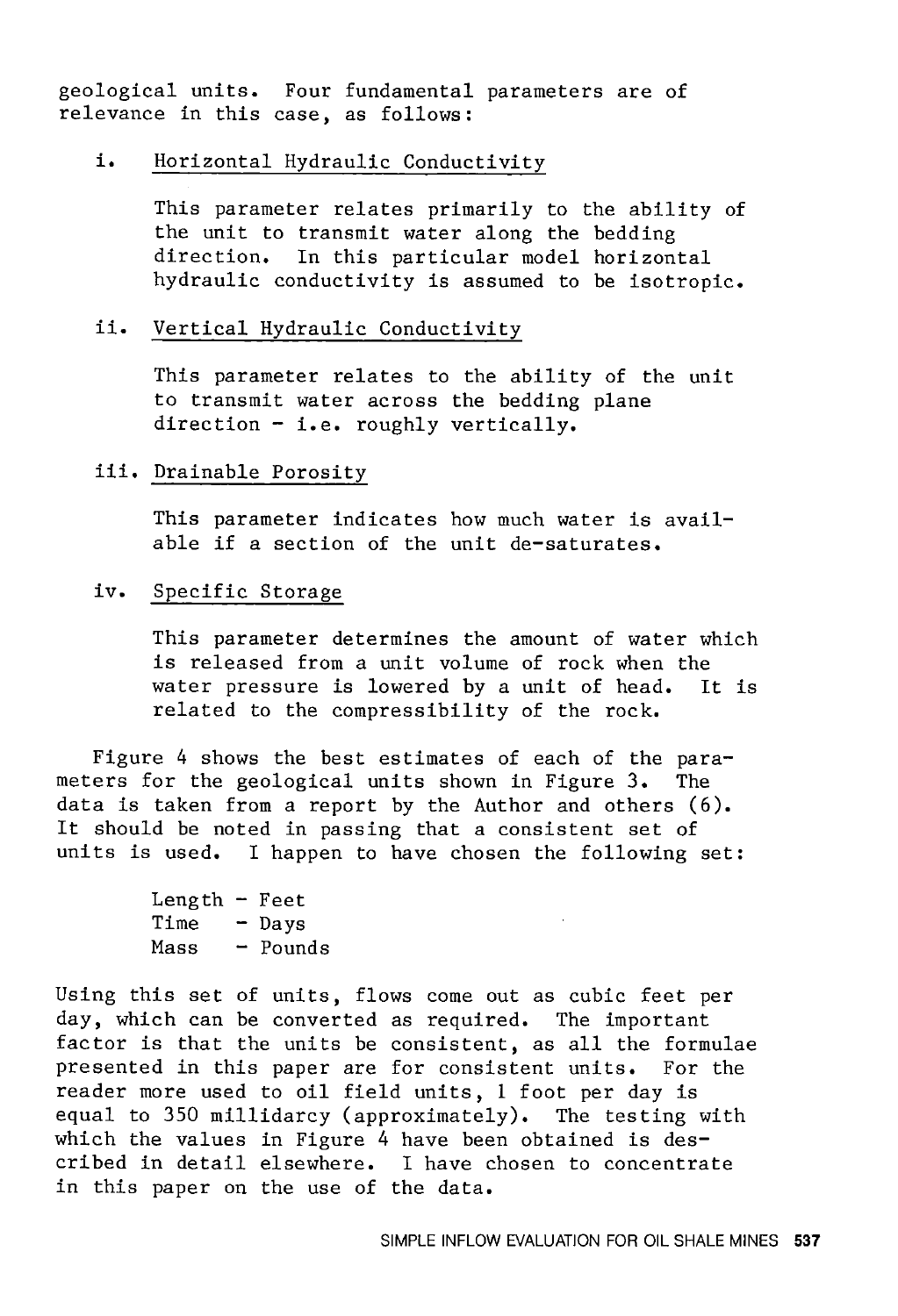geological units. Four fundamental parameters are of relevance in this case, as follows:

i. Horizontal Hydraulic Conductivity

This parameter relates primarily to the ability of the unit to transmit water along the bedding direction. In this particular model horizontal hydraulic conductivity is assumed to be isotropic.

ii. Vertical Hydraulic Conductivity

This parameter relates to the ability of the unit to transmit water across the bedding plane direction - i.e. roughly vertically.

iii. Drainable Porosity

This parameter indicates how much water is available if a section of the unit de-saturates.

iv. Specific Storage

This parameter determines the amount of water which is released from a unit volume of rock when the water pressure is lowered by a unit of head. It is related to the compressibility of the rock.

Figure 4 shows the best estimates of each of the parameters for the geological units shown in Figure 3. The data is taken from a report by the Author and others (6). It should be noted in passing that a consistent set of units is used. I happen to have chosen the following set:

Length - Feet
Time - Days
Mass - Pounds

Using this set of units, flows come out as cubic feet per day, which can be converted as required. The important factor is that the units be consistent, as all the formulae presented in this paper are for consistent units. For the reader more used to oil field units, 1 foot per day is equal to 350 millidarcy (approximately). The testing with which the values in Figure 4 have been obtained is described in detail elsewhere. I have chosen to concentrate in this paper on the use of the data.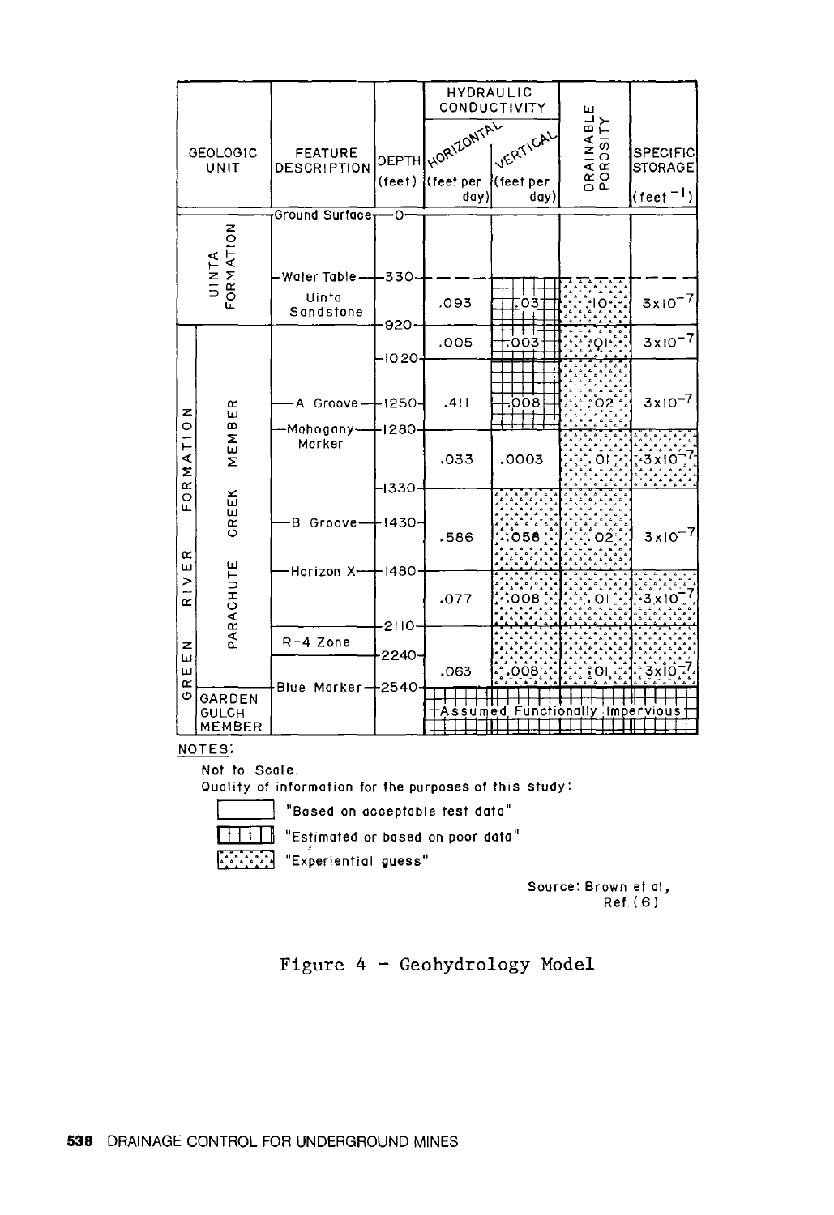| GEOLOGIC UNIT | | FEATURE DESCRIPTION | DEPTH (feet) | HYDRAULIC CONDUCTIVITY HORIZONTAL (feet per day) | HYDRAULIC CONDUCTIVITY VERTICAL (feet per day) | DRAINABLE POROSITY | SPECIFIC STORAGE (feet$^{-1}$) |
|---|---|---|---|---|---|---|---|
| UINTA FORMATION | | Ground Surface | 0 | | | | |
| | | Water Table | 330 | | | | |
| | | Uinta Sandstone | 330–920 | .093 | .03 | .10 | $3\times10^{-7}$ |
| GREEN RIVER FORMATION | PARACHUTE CREEK MEMBER | | 920–1020 | .005 | .003 | .01 | $3\times10^{-7}$ |
| | | A Groove (1250) | 1020–1280 | .411 | .008 | .02 | $3\times10^{-7}$ |
| | | Mahogany Marker | 1280–1330 | .033 | .0003 | .01 | $3\times10^{-7}$ |
| | | B Groove (1430) | 1330–1480 | .586 | .058 | .02 | $3\times10^{-7}$ |
| | | Horizon X | 1480–2110 | .077 | .008 | .01 | $3\times10^{-7}$ |
| | | R-4 Zone | 2110–2240 | | | | |
| | | | 2240–2540 | .063 | .008 | .01 | $3\times10^{-7}$ |
| | GARDEN GULCH MEMBER | Blue Marker | 2540 | Assumed Functionally Impervious | | | |

NOTES:

Not to Scale.

Quality of information for the purposes of this study:

- (blank) "Based on acceptable test data"
- (grid) "Estimated or based on poor data"
- (stippled) "Experiential guess"

Source: Brown et al, Ref. (6)

Figure 4 – Geohydrology Model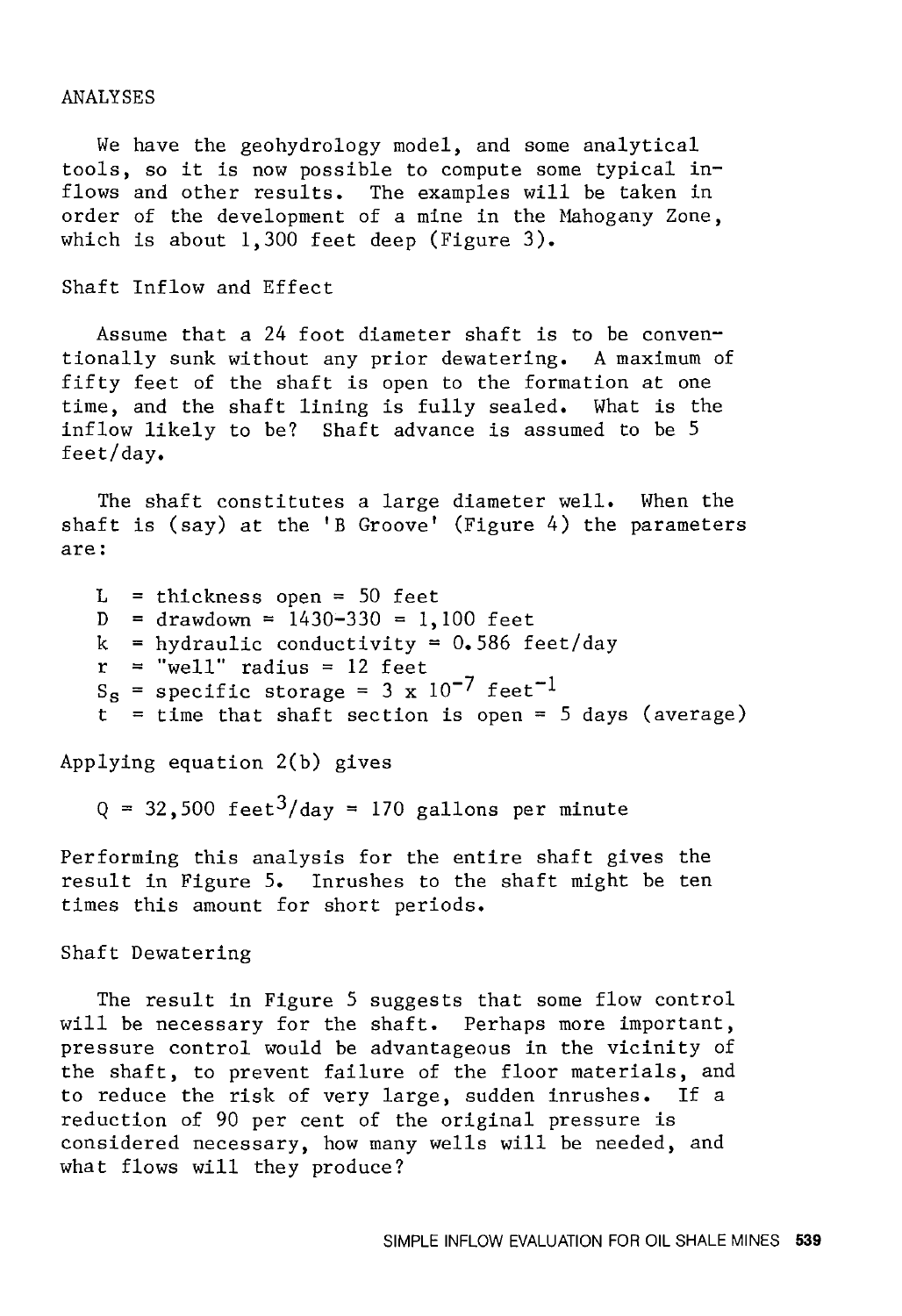## ANALYSES

We have the geohydrology model, and some analytical tools, so it is now possible to compute some typical inflows and other results. The examples will be taken in order of the development of a mine in the Mahogany Zone, which is about 1,300 feet deep (Figure 3).

### Shaft Inflow and Effect

Assume that a 24 foot diameter shaft is to be conventionally sunk without any prior dewatering. A maximum of fifty feet of the shaft is open to the formation at one time, and the shaft lining is fully sealed. What is the inflow likely to be? Shaft advance is assumed to be 5 feet/day.

The shaft constitutes a large diameter well. When the shaft is (say) at the 'B Groove' (Figure 4) the parameters are:

- $L$ = thickness open = 50 feet
- $D$ = drawdown = 1430-330 = 1,100 feet
- $k$ = hydraulic conductivity = 0.586 feet/day
- $r$ = "well" radius = 12 feet
- $S_s$ = specific storage = $3 \times 10^{-7}$ $\text{feet}^{-1}$
- $t$ = time that shaft section is open = 5 days (average)

Applying equation 2(b) gives

$$Q = 32{,}500 \text{ feet}^3\text{/day} = 170 \text{ gallons per minute}$$

Performing this analysis for the entire shaft gives the result in Figure 5. Inrushes to the shaft might be ten times this amount for short periods.

### Shaft Dewatering

The result in Figure 5 suggests that some flow control will be necessary for the shaft. Perhaps more important, pressure control would be advantageous in the vicinity of the shaft, to prevent failure of the floor materials, and to reduce the risk of very large, sudden inrushes. If a reduction of 90 per cent of the original pressure is considered necessary, how many wells will be needed, and what flows will they produce?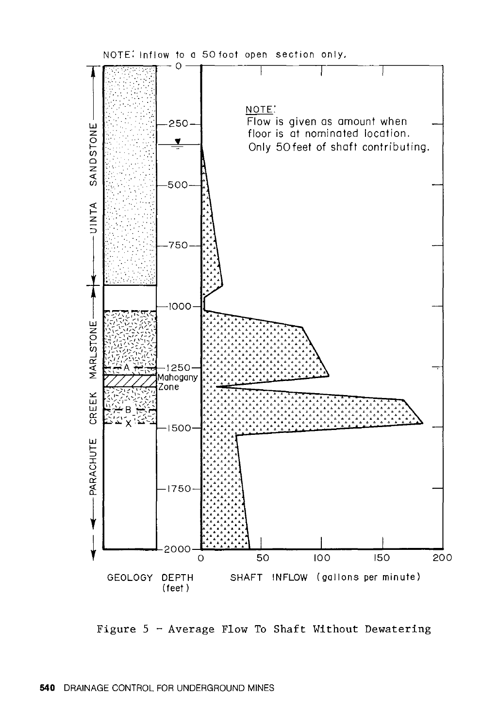NOTE: Inflow to a 50 foot open section only.

NOTE:
Flow is given as amount when floor is at nominated location. Only 50 feet of shaft contributing.

GEOLOGY DEPTH (feet) SHAFT INFLOW (gallons per minute)

Figure 5 - Average Flow To Shaft Without Dewatering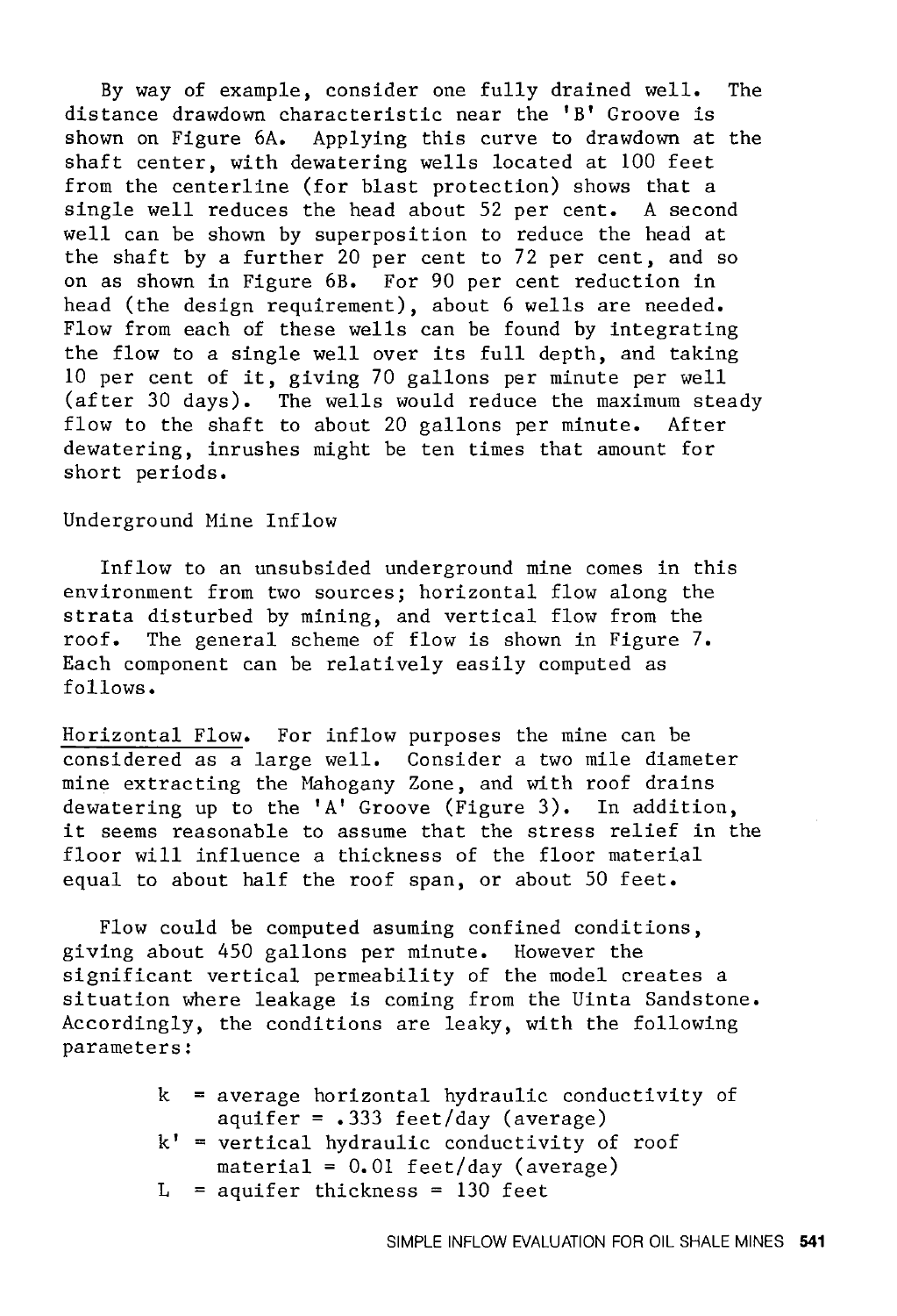By way of example, consider one fully drained well. The distance drawdown characteristic near the 'B' Groove is shown on Figure 6A. Applying this curve to drawdown at the shaft center, with dewatering wells located at 100 feet from the centerline (for blast protection) shows that a single well reduces the head about 52 per cent. A second well can be shown by superposition to reduce the head at the shaft by a further 20 per cent to 72 per cent, and so on as shown in Figure 6B. For 90 per cent reduction in head (the design requirement), about 6 wells are needed. Flow from each of these wells can be found by integrating the flow to a single well over its full depth, and taking 10 per cent of it, giving 70 gallons per minute per well (after 30 days). The wells would reduce the maximum steady flow to the shaft to about 20 gallons per minute. After dewatering, inrushes might be ten times that amount for short periods.

## Underground Mine Inflow

Inflow to an unsubsided underground mine comes in this environment from two sources; horizontal flow along the strata disturbed by mining, and vertical flow from the roof. The general scheme of flow is shown in Figure 7. Each component can be relatively easily computed as follows.

Horizontal Flow. For inflow purposes the mine can be considered as a large well. Consider a two mile diameter mine extracting the Mahogany Zone, and with roof drains dewatering up to the 'A' Groove (Figure 3). In addition, it seems reasonable to assume that the stress relief in the floor will influence a thickness of the floor material equal to about half the roof span, or about 50 feet.

Flow could be computed asuming confined conditions, giving about 450 gallons per minute. However the significant vertical permeability of the model creates a situation where leakage is coming from the Uinta Sandstone. Accordingly, the conditions are leaky, with the following parameters:

- $k$ = average horizontal hydraulic conductivity of aquifer = .333 feet/day (average)
- $k'$ = vertical hydraulic conductivity of roof material = 0.01 feet/day (average)
- $L$ = aquifer thickness = 130 feet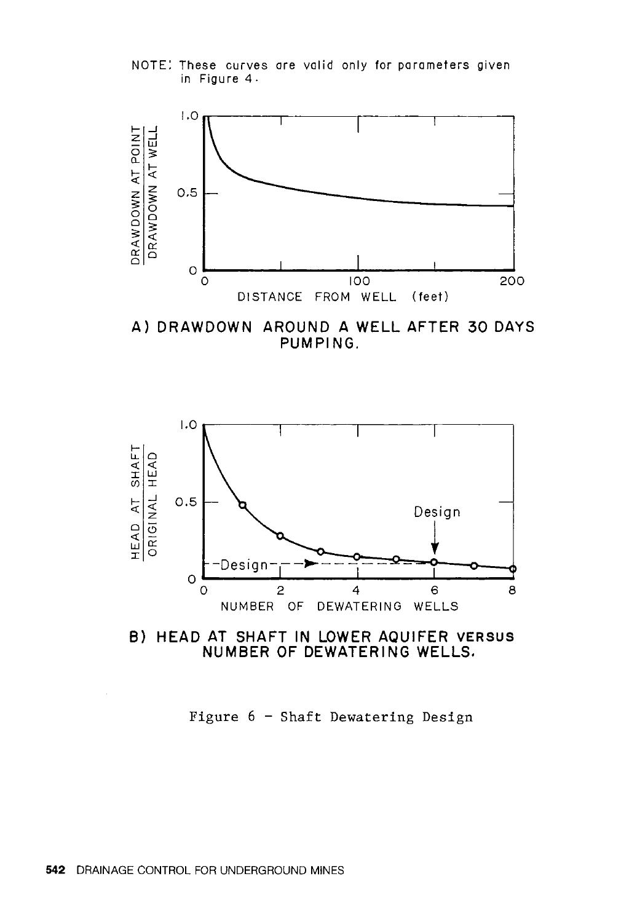NOTE: These curves are valid only for parameters given in Figure 4.

A) DRAWDOWN AROUND A WELL AFTER 30 DAYS PUMPING.

B) HEAD AT SHAFT IN LOWER AQUIFER VERSUS NUMBER OF DEWATERING WELLS.

Figure 6 - Shaft Dewatering Design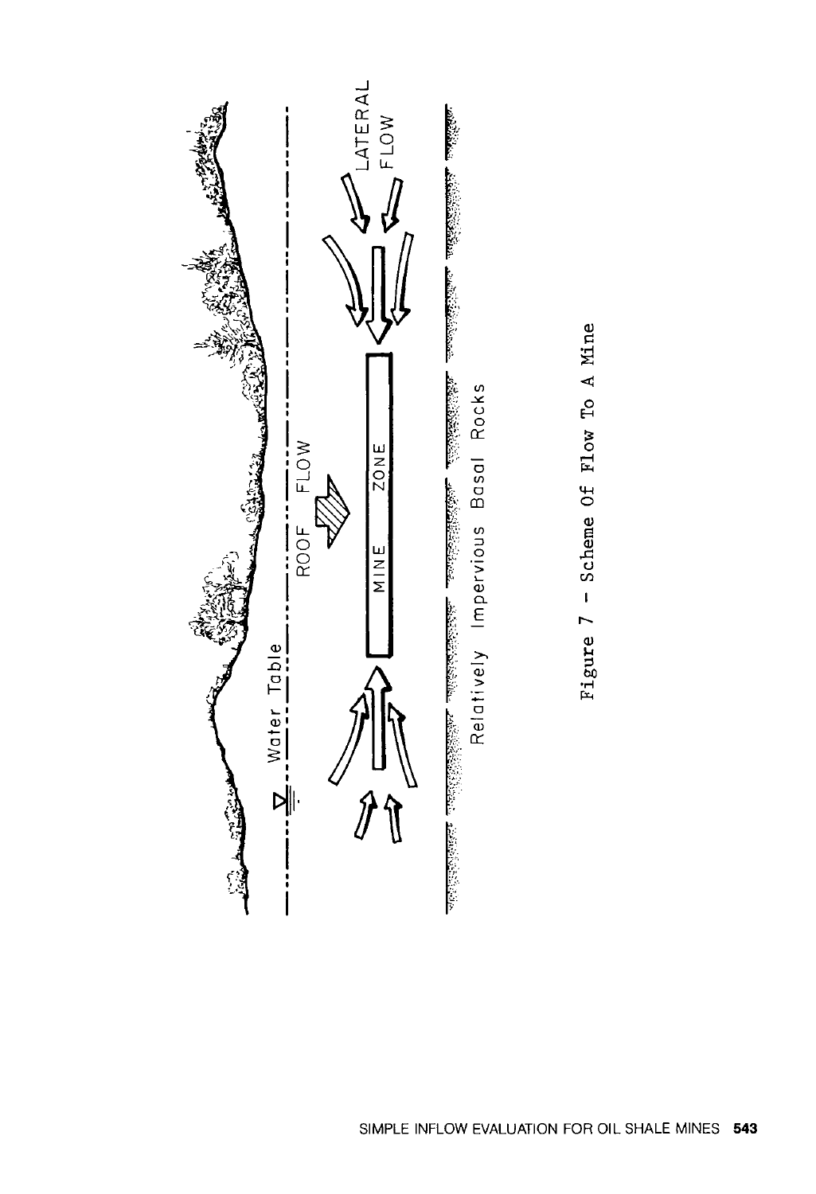Figure 7 - Scheme Of Flow To A Mine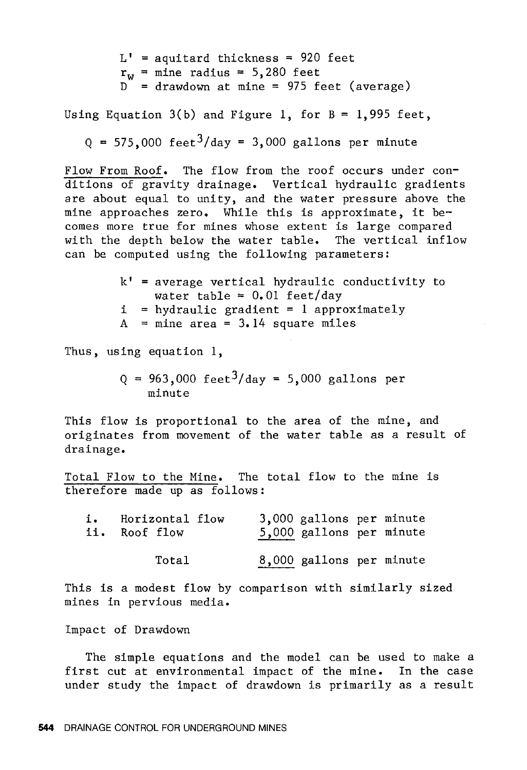$L'$ = aquitard thickness = 920 feet
$r_w$ = mine radius = 5,280 feet
$D$ = drawdown at mine = 975 feet (average)

Using Equation 3(b) and Figure 1, for B = 1,995 feet,

$$Q = 575{,}000 \text{ feet}^3\text{/day} = 3{,}000 \text{ gallons per minute}$$

Flow From Roof. The flow from the roof occurs under conditions of gravity drainage. Vertical hydraulic gradients are about equal to unity, and the water pressure above the mine approaches zero. While this is approximate, it becomes more true for mines whose extent is large compared with the depth below the water table. The vertical inflow can be computed using the following parameters:

$k'$ = average vertical hydraulic conductivity to water table = 0.01 feet/day
$i$ = hydraulic gradient = 1 approximately
$A$ = mine area = 3.14 square miles

Thus, using equation 1,

$$Q = 963{,}000 \text{ feet}^3\text{/day} = 5{,}000 \text{ gallons per minute}$$

This flow is proportional to the area of the mine, and originates from movement of the water table as a result of drainage.

Total Flow to the Mine. The total flow to the mine is therefore made up as follows:

| | | |
|---|---|---|
| i. | Horizontal flow | 3,000 gallons per minute |
| ii. | Roof flow | 5,000 gallons per minute |
| | Total | 8,000 gallons per minute |

This is a modest flow by comparison with similarly sized mines in pervious media.

Impact of Drawdown

The simple equations and the model can be used to make a first cut at environmental impact of the mine. In the case under study the impact of drawdown is primarily as a result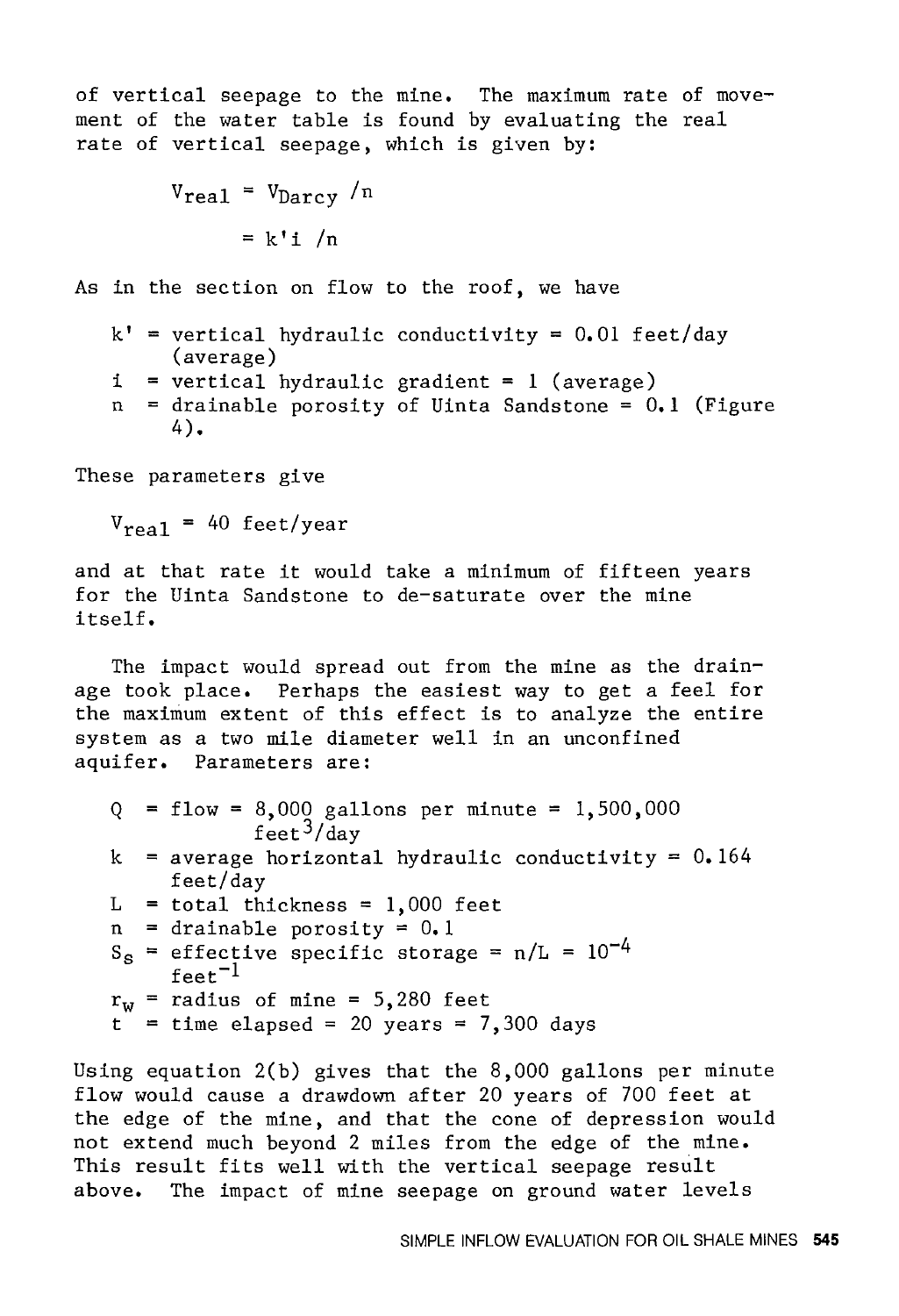of vertical seepage to the mine. The maximum rate of movement of the water table is found by evaluating the real rate of vertical seepage, which is given by:

$$V_{real} = V_{Darcy} / n$$

$$= k'i / n$$

As in the section on flow to the roof, we have

- $k'$ = vertical hydraulic conductivity = 0.01 feet/day (average)
- $i$ = vertical hydraulic gradient = 1 (average)
- $n$ = drainable porosity of Uinta Sandstone = 0.1 (Figure 4).

These parameters give

$$V_{real} = 40 \text{ feet/year}$$

and at that rate it would take a minimum of fifteen years for the Uinta Sandstone to de-saturate over the mine itself.

The impact would spread out from the mine as the drainage took place. Perhaps the easiest way to get a feel for the maximum extent of this effect is to analyze the entire system as a two mile diameter well in an unconfined aquifer. Parameters are:

- $Q$ = flow = 8,000 gallons per minute = 1,500,000 $feet^3/day$
- $k$ = average horizontal hydraulic conductivity = 0.164 feet/day
- $L$ = total thickness = 1,000 feet
- $n$ = drainable porosity = 0.1
- $S_s$ = effective specific storage = $n/L = 10^{-4}$ $feet^{-1}$
- $r_w$ = radius of mine = 5,280 feet
- $t$ = time elapsed = 20 years = 7,300 days

Using equation 2(b) gives that the 8,000 gallons per minute flow would cause a drawdown after 20 years of 700 feet at the edge of the mine, and that the cone of depression would not extend much beyond 2 miles from the edge of the mine. This result fits well with the vertical seepage result above. The impact of mine seepage on ground water levels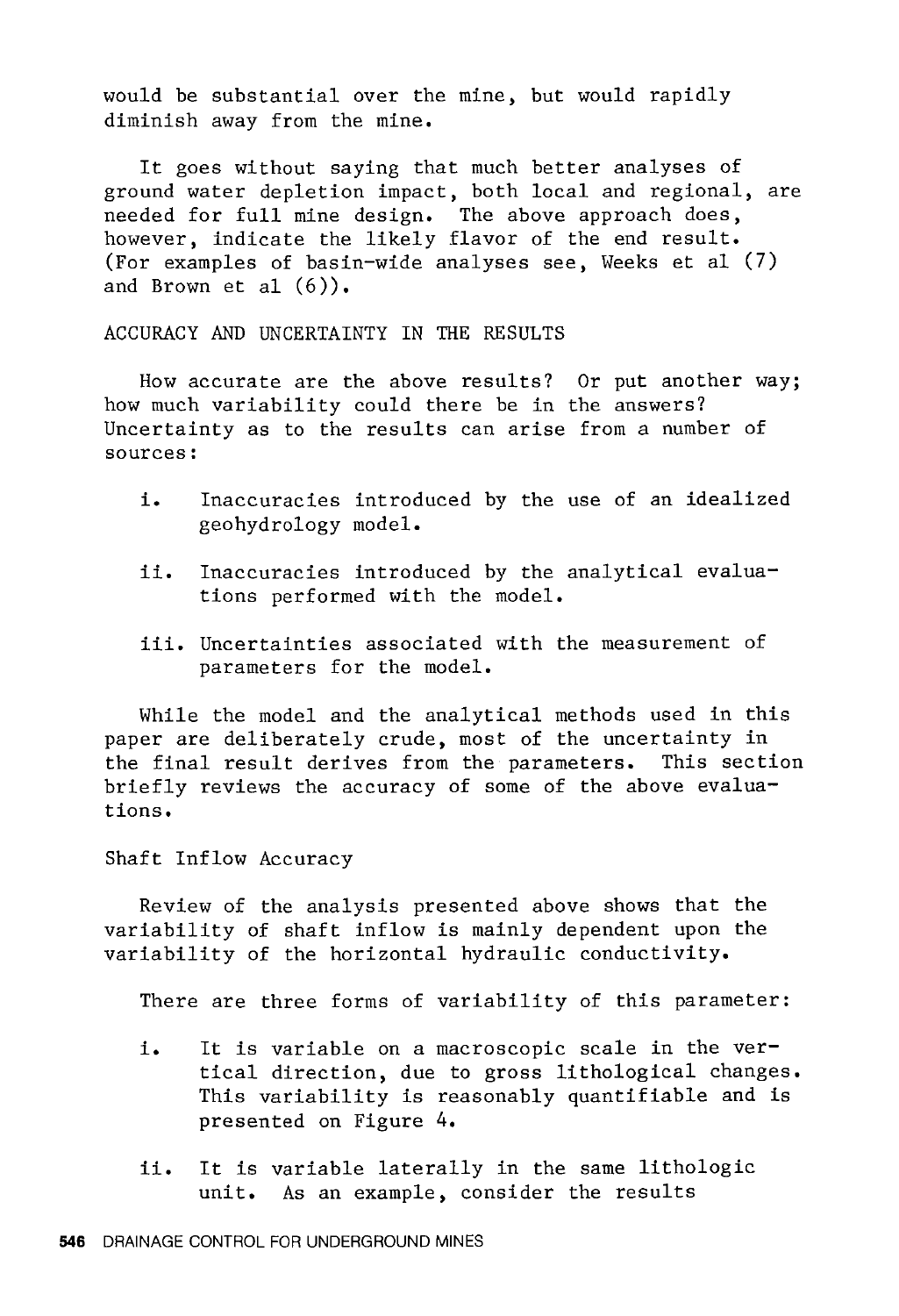would be substantial over the mine, but would rapidly diminish away from the mine.

It goes without saying that much better analyses of ground water depletion impact, both local and regional, are needed for full mine design. The above approach does, however, indicate the likely flavor of the end result. (For examples of basin-wide analyses see, Weeks et al (7) and Brown et al (6)).

## ACCURACY AND UNCERTAINTY IN THE RESULTS

How accurate are the above results? Or put another way; how much variability could there be in the answers? Uncertainty as to the results can arise from a number of sources:

i. Inaccuracies introduced by the use of an idealized geohydrology model.

ii. Inaccuracies introduced by the analytical evaluations performed with the model.

iii. Uncertainties associated with the measurement of parameters for the model.

While the model and the analytical methods used in this paper are deliberately crude, most of the uncertainty in the final result derives from the parameters. This section briefly reviews the accuracy of some of the above evaluations.

### Shaft Inflow Accuracy

Review of the analysis presented above shows that the variability of shaft inflow is mainly dependent upon the variability of the horizontal hydraulic conductivity.

There are three forms of variability of this parameter:

i. It is variable on a macroscopic scale in the vertical direction, due to gross lithological changes. This variability is reasonably quantifiable and is presented on Figure 4.

ii. It is variable laterally in the same lithologic unit. As an example, consider the results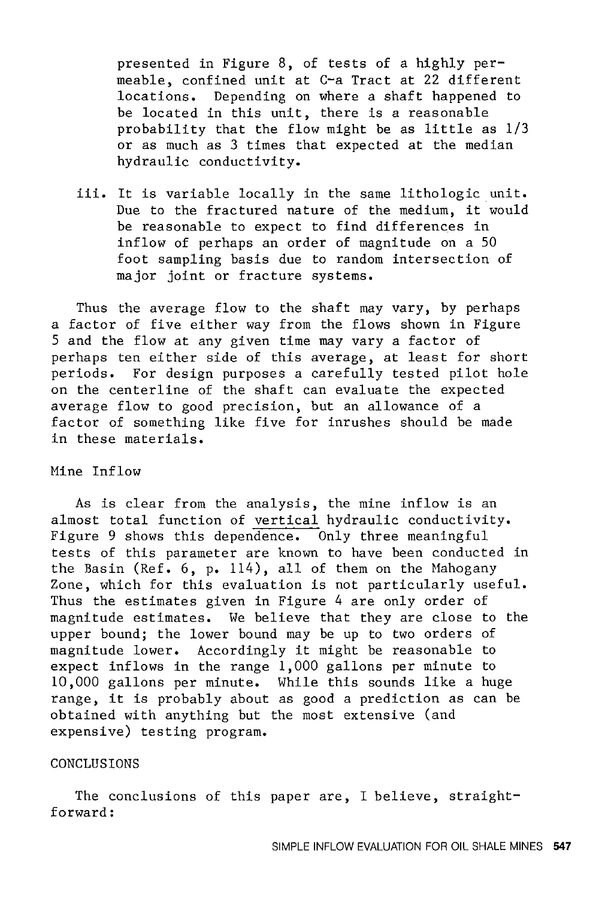presented in Figure 8, of tests of a highly permeable, confined unit at C-a Tract at 22 different locations. Depending on where a shaft happened to be located in this unit, there is a reasonable probability that the flow might be as little as 1/3 or as much as 3 times that expected at the median hydraulic conductivity.

iii. It is variable locally in the same lithologic unit. Due to the fractured nature of the medium, it would be reasonable to expect to find differences in inflow of perhaps an order of magnitude on a 50 foot sampling basis due to random intersection of major joint or fracture systems.

Thus the average flow to the shaft may vary, by perhaps a factor of five either way from the flows shown in Figure 5 and the flow at any given time may vary a factor of perhaps ten either side of this average, at least for short periods. For design purposes a carefully tested pilot hole on the centerline of the shaft can evaluate the expected average flow to good precision, but an allowance of a factor of something like five for inrushes should be made in these materials.

### Mine Inflow

As is clear from the analysis, the mine inflow is an almost total function of <u>vertical</u> hydraulic conductivity. Figure 9 shows this dependence. Only three meaningful tests of this parameter are known to have been conducted in the Basin (Ref. 6, p. 114), all of them on the Mahogany Zone, which for this evaluation is not particularly useful. Thus the estimates given in Figure 4 are only order of magnitude estimates. We believe that they are close to the upper bound; the lower bound may be up to two orders of magnitude lower. Accordingly it might be reasonable to expect inflows in the range 1,000 gallons per minute to 10,000 gallons per minute. While this sounds like a huge range, it is probably about as good a prediction as can be obtained with anything but the most extensive (and expensive) testing program.

## CONCLUSIONS

The conclusions of this paper are, I believe, straightforward: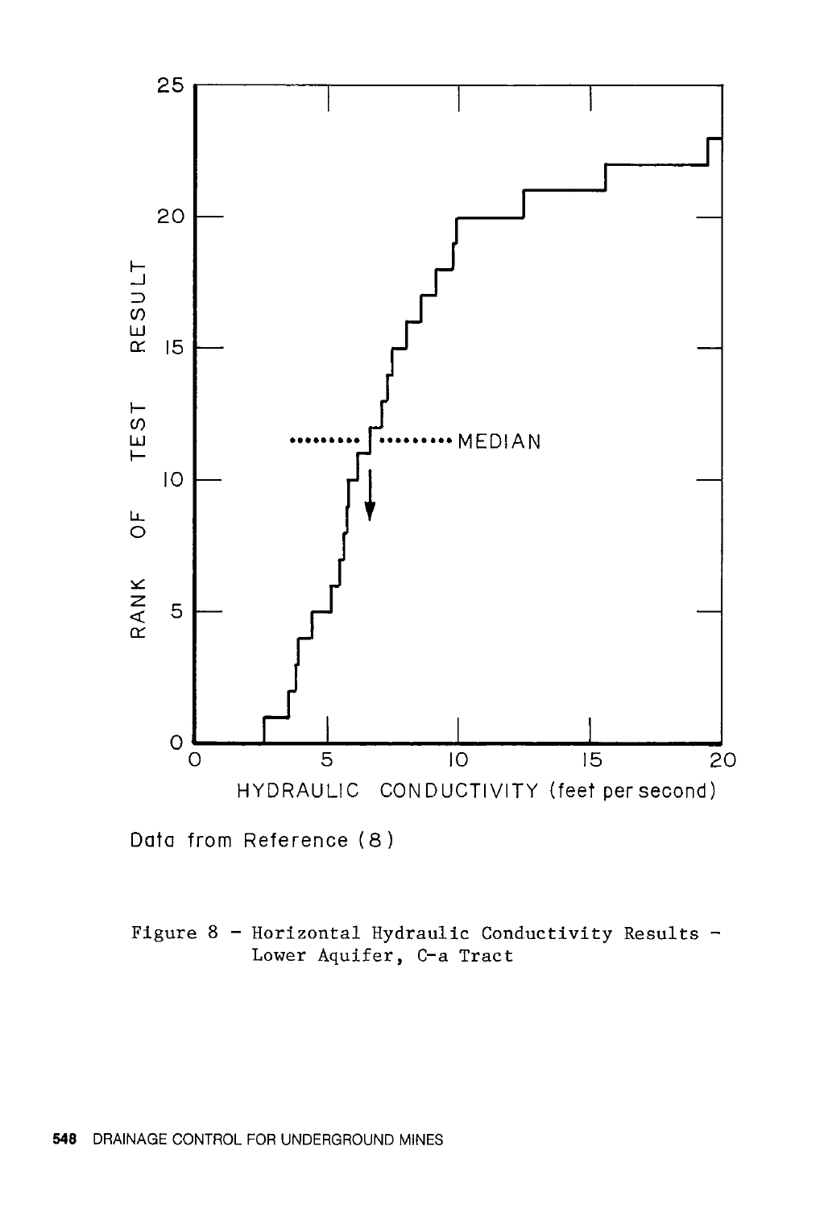Data from Reference (8)

Figure 8 - Horizontal Hydraulic Conductivity Results - Lower Aquifer, C-a Tract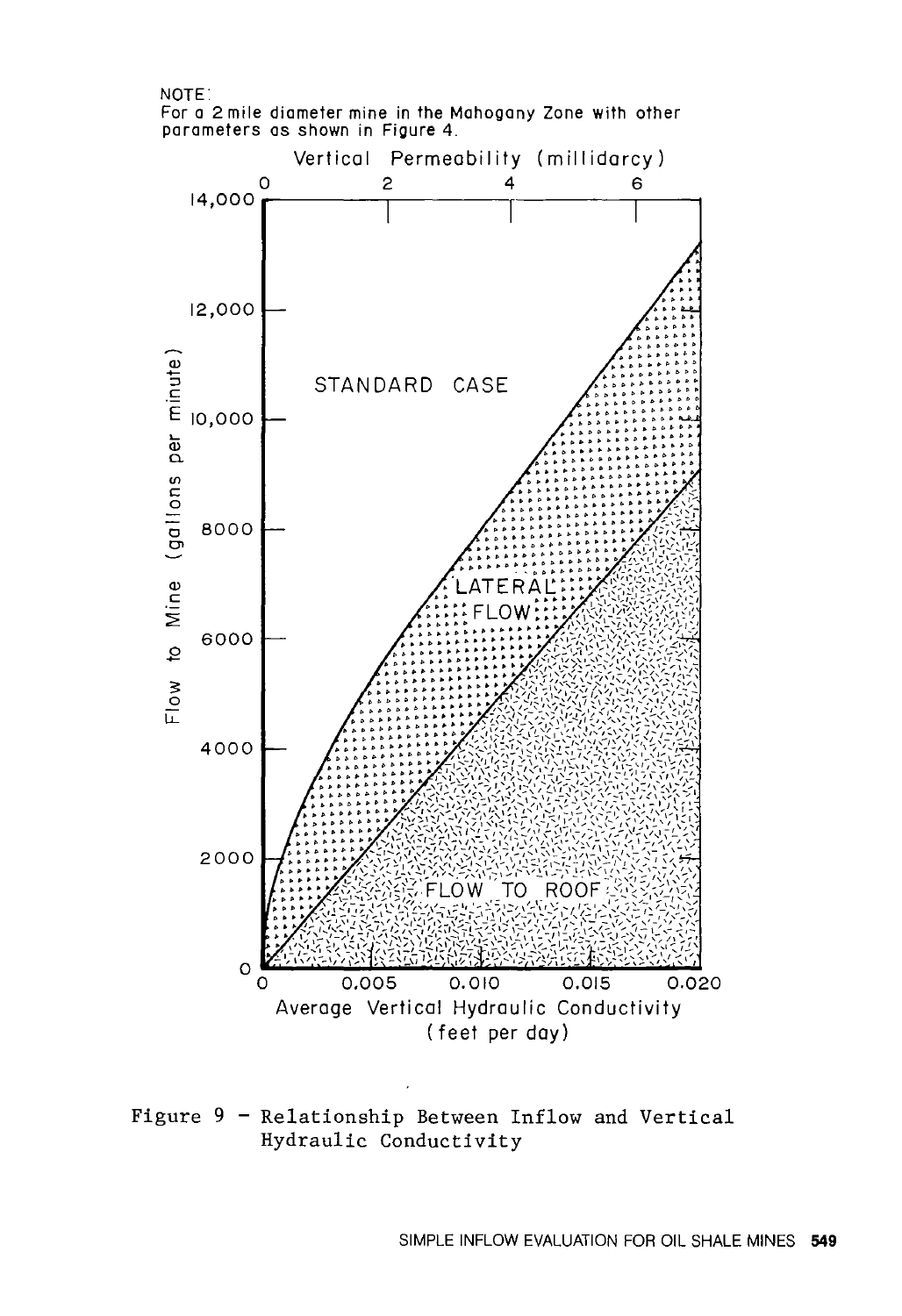NOTE:
For a 2 mile diameter mine in the Mahogany Zone with other parameters as shown in Figure 4.

Vertical Permeability (millidarcy)

0 2 4 6

14,000

12,000

10,000

8000

6000

4000

2000

0

Flow to Mine (gallons per minute)

STANDARD CASE

LATERAL FLOW

FLOW TO ROOF

0 0.005 0.010 0.015 0.020

Average Vertical Hydraulic Conductivity (feet per day)

Figure 9 - Relationship Between Inflow and Vertical Hydraulic Conductivity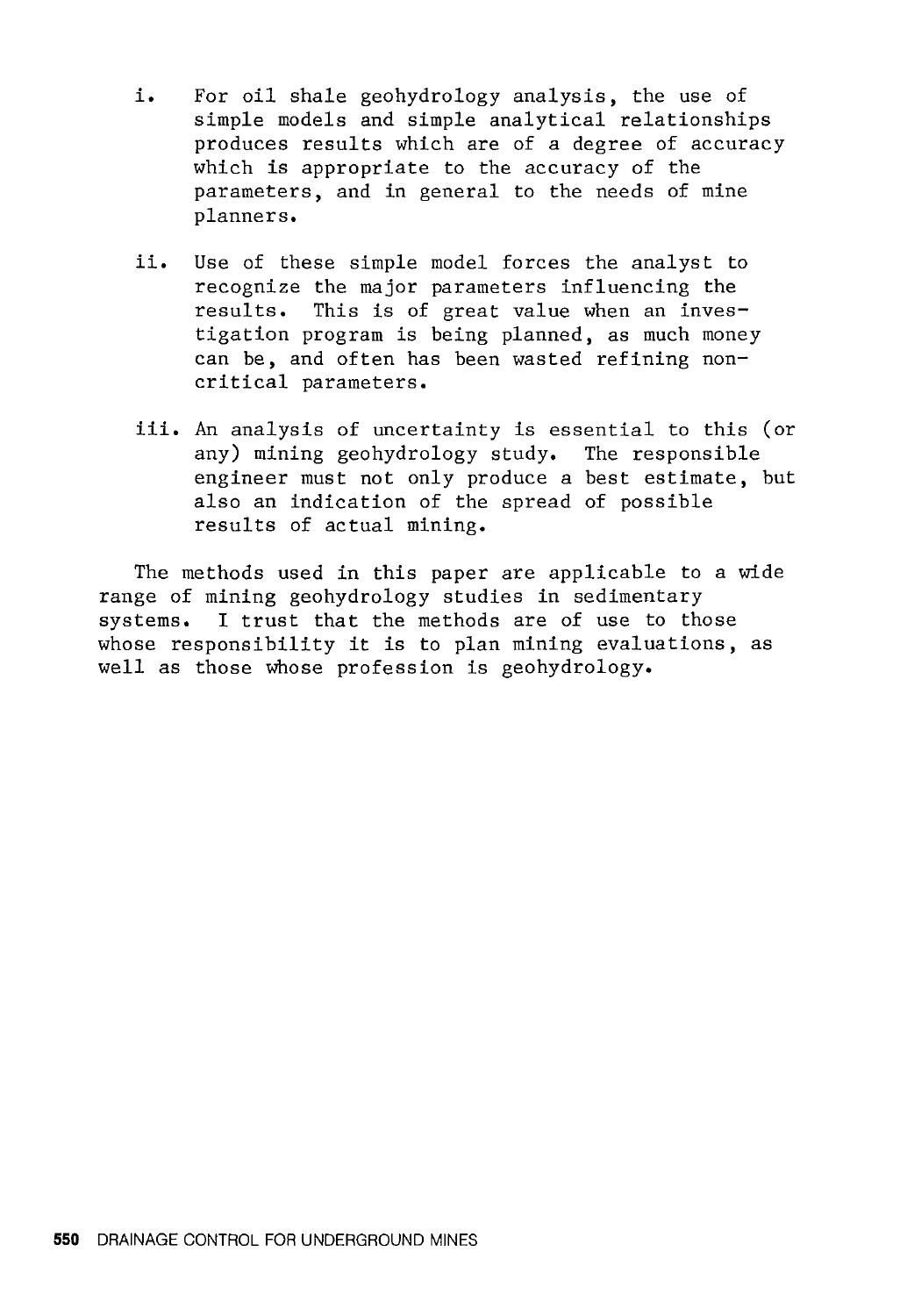i. For oil shale geohydrology analysis, the use of simple models and simple analytical relationships produces results which are of a degree of accuracy which is appropriate to the accuracy of the parameters, and in general to the needs of mine planners.

ii. Use of these simple model forces the analyst to recognize the major parameters influencing the results. This is of great value when an investigation program is being planned, as much money can be, and often has been wasted refining non-critical parameters.

iii. An analysis of uncertainty is essential to this (or any) mining geohydrology study. The responsible engineer must not only produce a best estimate, but also an indication of the spread of possible results of actual mining.

The methods used in this paper are applicable to a wide range of mining geohydrology studies in sedimentary systems. I trust that the methods are of use to those whose responsibility it is to plan mining evaluations, as well as those whose profession is geohydrology.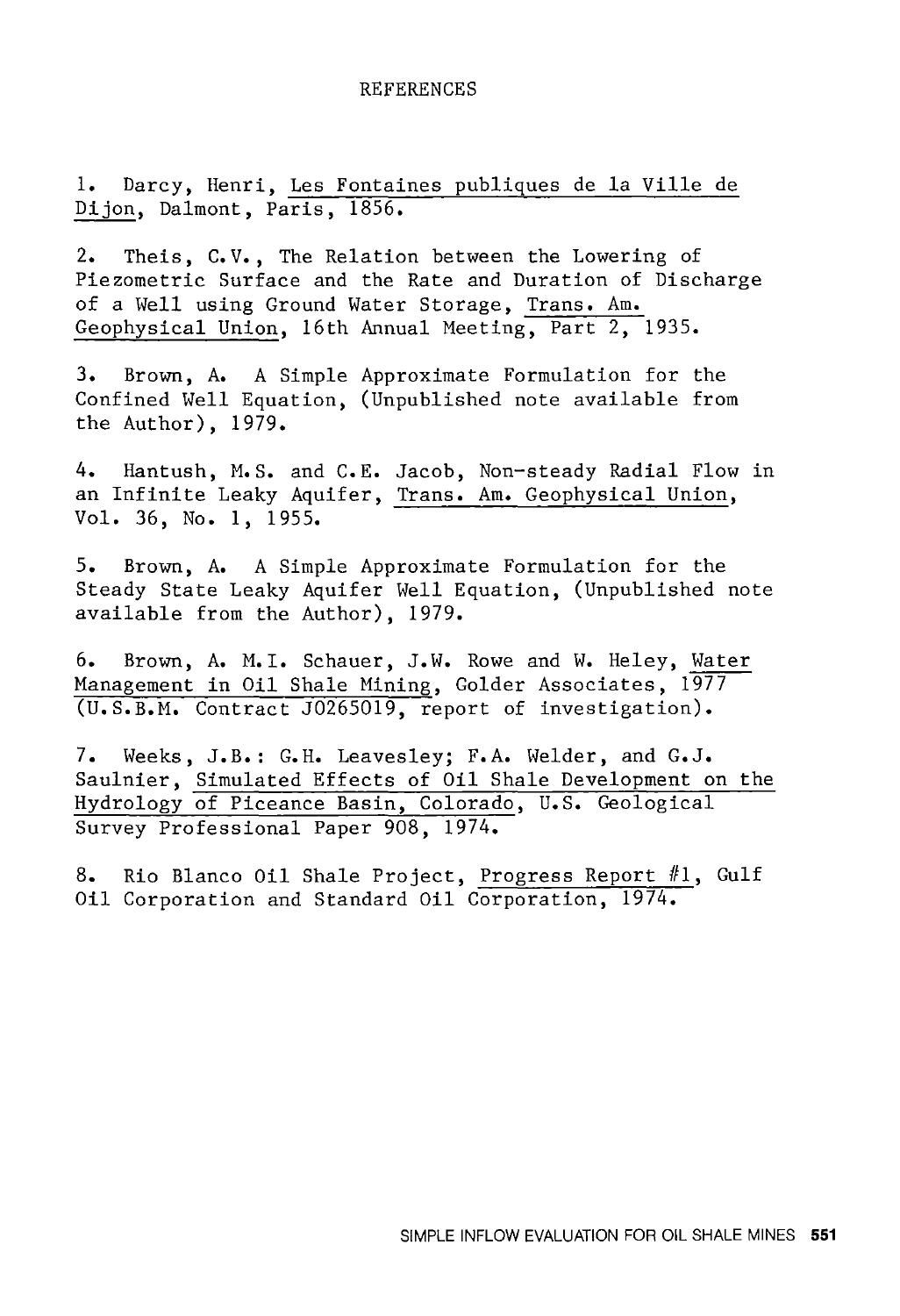## REFERENCES

1. Darcy, Henri, Les Fontaines publiques de la Ville de Dijon, Dalmont, Paris, 1856.

2. Theis, C.V., The Relation between the Lowering of Piezometric Surface and the Rate and Duration of Discharge of a Well using Ground Water Storage, Trans. Am. Geophysical Union, 16th Annual Meeting, Part 2, 1935.

3. Brown, A. A Simple Approximate Formulation for the Confined Well Equation, (Unpublished note available from the Author), 1979.

4. Hantush, M.S. and C.E. Jacob, Non-steady Radial Flow in an Infinite Leaky Aquifer, Trans. Am. Geophysical Union, Vol. 36, No. 1, 1955.

5. Brown, A. A Simple Approximate Formulation for the Steady State Leaky Aquifer Well Equation, (Unpublished note available from the Author), 1979.

6. Brown, A. M.I. Schauer, J.W. Rowe and W. Heley, Water Management in Oil Shale Mining, Golder Associates, 1977 (U.S.B.M. Contract J0265019, report of investigation).

7. Weeks, J.B.: G.H. Leavesley; F.A. Welder, and G.J. Saulnier, Simulated Effects of Oil Shale Development on the Hydrology of Piceance Basin, Colorado, U.S. Geological Survey Professional Paper 908, 1974.

8. Rio Blanco Oil Shale Project, Progress Report #1, Gulf Oil Corporation and Standard Oil Corporation, 1974.